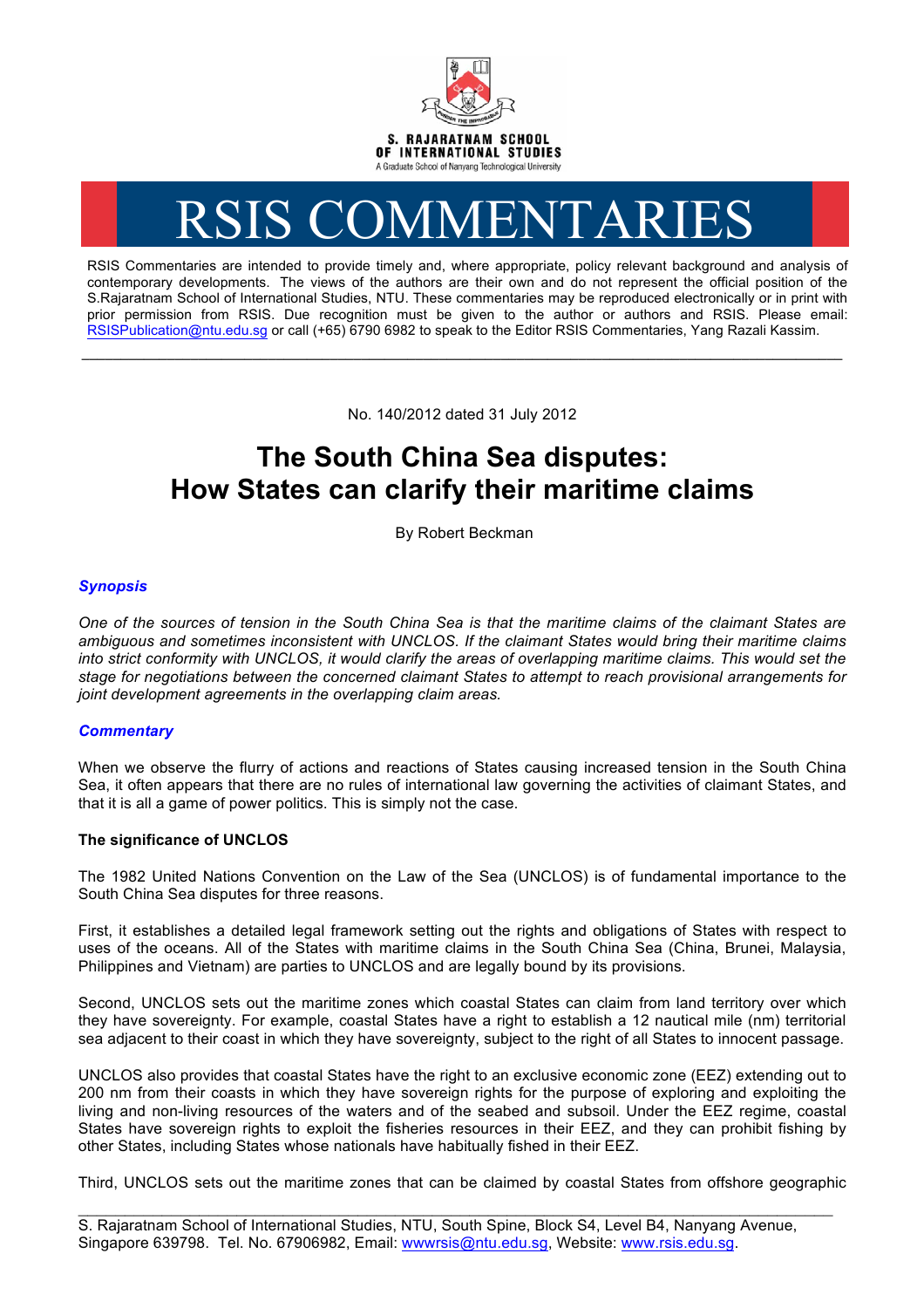S. RAJARATNAM SCHOOL OF INTERNATIONAL STUDIES

A Graduate School of Nanyang Technological University

# RSIS COMMENTARIES

RSIS Commentaries are intended to provide timely and, where appropriate, policy relevant background and analysis of contemporary developments. The views of the authors are their own and do not represent the official position of the S.Rajaratnam School of International Studies, NTU. These commentaries may be reproduced electronically or in print with prior permission from RSIS. Due recognition must be given to the author or authors and RSIS. Please email: RSISPublication@ntu.edu.sg or call (+65) 6790 6982 to speak to the Editor RSIS Commentaries, Yang Razali Kassim.

---

No. 140/2012 dated 31 July 2012

## The South China Sea disputes: How States can clarify their maritime claims

By Robert Beckman

### *Synopsis*

*One of the sources of tension in the South China Sea is that the maritime claims of the claimant States are ambiguous and sometimes inconsistent with UNCLOS. If the claimant States would bring their maritime claims into strict conformity with UNCLOS, it would clarify the areas of overlapping maritime claims. This would set the stage for negotiations between the concerned claimant States to attempt to reach provisional arrangements for joint development agreements in the overlapping claim areas.*

### *Commentary*

When we observe the flurry of actions and reactions of States causing increased tension in the South China Sea, it often appears that there are no rules of international law governing the activities of claimant States, and that it is all a game of power politics. This is simply not the case.

**The significance of UNCLOS**

The 1982 United Nations Convention on the Law of the Sea (UNCLOS) is of fundamental importance to the South China Sea disputes for three reasons.

First, it establishes a detailed legal framework setting out the rights and obligations of States with respect to uses of the oceans. All of the States with maritime claims in the South China Sea (China, Brunei, Malaysia, Philippines and Vietnam) are parties to UNCLOS and are legally bound by its provisions.

Second, UNCLOS sets out the maritime zones which coastal States can claim from land territory over which they have sovereignty. For example, coastal States have a right to establish a 12 nautical mile (nm) territorial sea adjacent to their coast in which they have sovereignty, subject to the right of all States to innocent passage.

UNCLOS also provides that coastal States have the right to an exclusive economic zone (EEZ) extending out to 200 nm from their coasts in which they have sovereign rights for the purpose of exploring and exploiting the living and non-living resources of the waters and of the seabed and subsoil. Under the EEZ regime, coastal States have sovereign rights to exploit the fisheries resources in their EEZ, and they can prohibit fishing by other States, including States whose nationals have habitually fished in their EEZ.

Third, UNCLOS sets out the maritime zones that can be claimed by coastal States from offshore geographic

---

S. Rajaratnam School of International Studies, NTU, South Spine, Block S4, Level B4, Nanyang Avenue, Singapore 639798. Tel. No. 67906982, Email: wwwrsis@ntu.edu.sg, Website: www.rsis.edu.sg.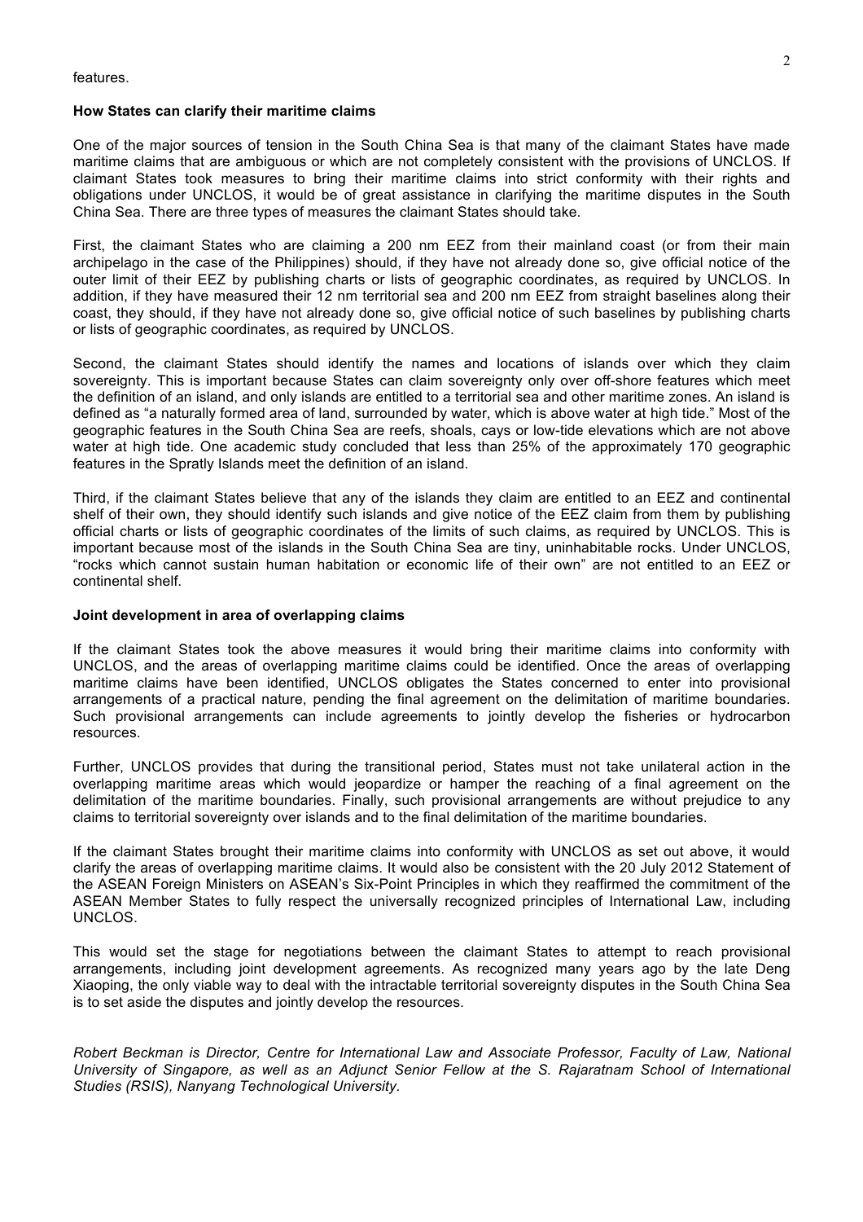features.

**How States can clarify their maritime claims**

One of the major sources of tension in the South China Sea is that many of the claimant States have made maritime claims that are ambiguous or which are not completely consistent with the provisions of UNCLOS. If claimant States took measures to bring their maritime claims into strict conformity with their rights and obligations under UNCLOS, it would be of great assistance in clarifying the maritime disputes in the South China Sea. There are three types of measures the claimant States should take.

First, the claimant States who are claiming a 200 nm EEZ from their mainland coast (or from their main archipelago in the case of the Philippines) should, if they have not already done so, give official notice of the outer limit of their EEZ by publishing charts or lists of geographic coordinates, as required by UNCLOS. In addition, if they have measured their 12 nm territorial sea and 200 nm EEZ from straight baselines along their coast, they should, if they have not already done so, give official notice of such baselines by publishing charts or lists of geographic coordinates, as required by UNCLOS.

Second, the claimant States should identify the names and locations of islands over which they claim sovereignty. This is important because States can claim sovereignty only over off-shore features which meet the definition of an island, and only islands are entitled to a territorial sea and other maritime zones. An island is defined as "a naturally formed area of land, surrounded by water, which is above water at high tide." Most of the geographic features in the South China Sea are reefs, shoals, cays or low-tide elevations which are not above water at high tide. One academic study concluded that less than 25% of the approximately 170 geographic features in the Spratly Islands meet the definition of an island.

Third, if the claimant States believe that any of the islands they claim are entitled to an EEZ and continental shelf of their own, they should identify such islands and give notice of the EEZ claim from them by publishing official charts or lists of geographic coordinates of the limits of such claims, as required by UNCLOS. This is important because most of the islands in the South China Sea are tiny, uninhabitable rocks. Under UNCLOS, "rocks which cannot sustain human habitation or economic life of their own" are not entitled to an EEZ or continental shelf.

**Joint development in area of overlapping claims**

If the claimant States took the above measures it would bring their maritime claims into conformity with UNCLOS, and the areas of overlapping maritime claims could be identified. Once the areas of overlapping maritime claims have been identified, UNCLOS obligates the States concerned to enter into provisional arrangements of a practical nature, pending the final agreement on the delimitation of maritime boundaries. Such provisional arrangements can include agreements to jointly develop the fisheries or hydrocarbon resources.

Further, UNCLOS provides that during the transitional period, States must not take unilateral action in the overlapping maritime areas which would jeopardize or hamper the reaching of a final agreement on the delimitation of the maritime boundaries. Finally, such provisional arrangements are without prejudice to any claims to territorial sovereignty over islands and to the final delimitation of the maritime boundaries.

If the claimant States brought their maritime claims into conformity with UNCLOS as set out above, it would clarify the areas of overlapping maritime claims. It would also be consistent with the 20 July 2012 Statement of the ASEAN Foreign Ministers on ASEAN's Six-Point Principles in which they reaffirmed the commitment of the ASEAN Member States to fully respect the universally recognized principles of International Law, including UNCLOS.

This would set the stage for negotiations between the claimant States to attempt to reach provisional arrangements, including joint development agreements. As recognized many years ago by the late Deng Xiaoping, the only viable way to deal with the intractable territorial sovereignty disputes in the South China Sea is to set aside the disputes and jointly develop the resources.

*Robert Beckman is Director, Centre for International Law and Associate Professor, Faculty of Law, National University of Singapore, as well as an Adjunct Senior Fellow at the S. Rajaratnam School of International Studies (RSIS), Nanyang Technological University.*